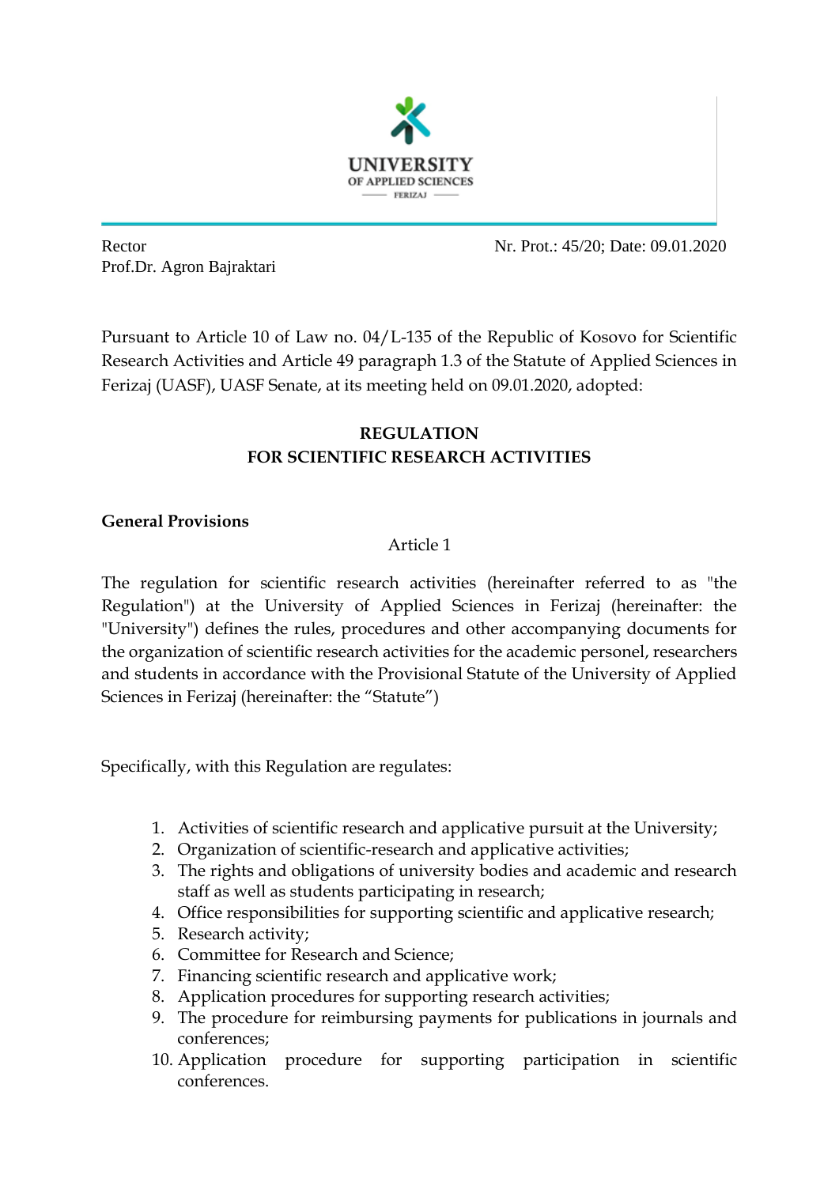UNIVERSITY
OF APPLIED SCIENCES
FERIZAJ

Rector
Prof.Dr. Agron Bajraktari

Nr. Prot.: 45/20; Date: 09.01.2020

Pursuant to Article 10 of Law no. 04/L-135 of the Republic of Kosovo for Scientific Research Activities and Article 49 paragraph 1.3 of the Statute of Applied Sciences in Ferizaj (UASF), UASF Senate, at its meeting held on 09.01.2020, adopted:

# REGULATION
# FOR SCIENTIFIC RESEARCH ACTIVITIES

**General Provisions**

Article 1

The regulation for scientific research activities (hereinafter referred to as "the Regulation") at the University of Applied Sciences in Ferizaj (hereinafter: the "University") defines the rules, procedures and other accompanying documents for the organization of scientific research activities for the academic personel, researchers and students in accordance with the Provisional Statute of the University of Applied Sciences in Ferizaj (hereinafter: the "Statute")

Specifically, with this Regulation are regulates:

1. Activities of scientific research and applicative pursuit at the University;
2. Organization of scientific-research and applicative activities;
3. The rights and obligations of university bodies and academic and research staff as well as students participating in research;
4. Office responsibilities for supporting scientific and applicative research;
5. Research activity;
6. Committee for Research and Science;
7. Financing scientific research and applicative work;
8. Application procedures for supporting research activities;
9. The procedure for reimbursing payments for publications in journals and conferences;
10. Application procedure for supporting participation in scientific conferences.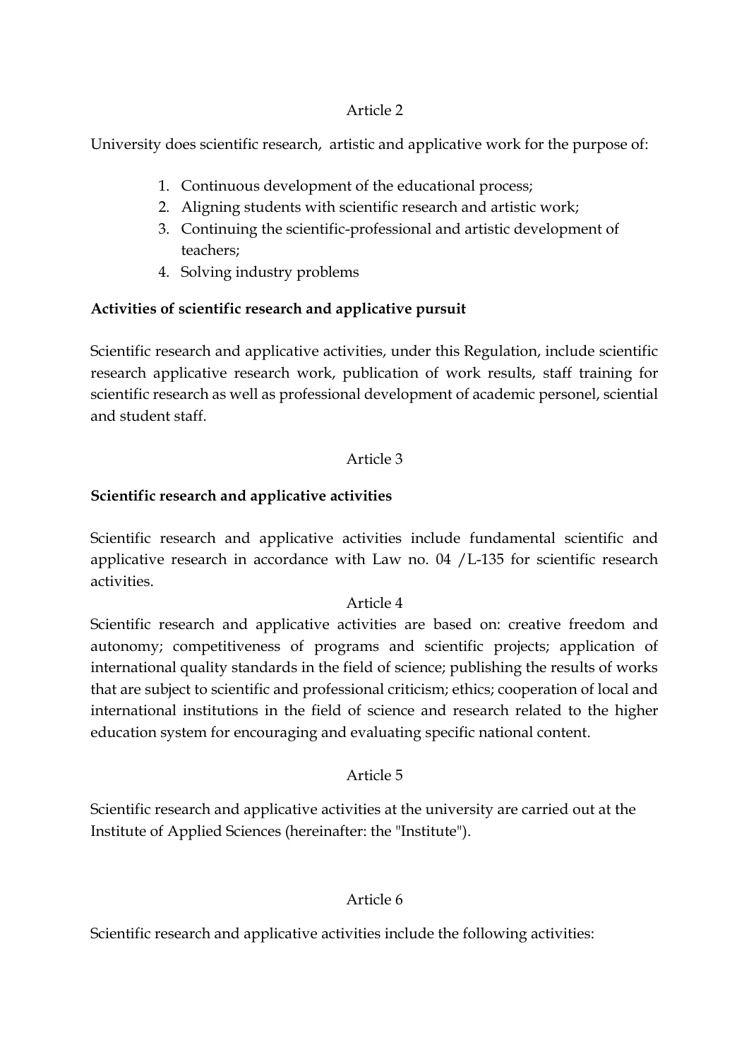Article 2

University does scientific research, artistic and applicative work for the purpose of:

1. Continuous development of the educational process;
2. Aligning students with scientific research and artistic work;
3. Continuing the scientific-professional and artistic development of teachers;
4. Solving industry problems

**Activities of scientific research and applicative pursuit**

Scientific research and applicative activities, under this Regulation, include scientific research applicative research work, publication of work results, staff training for scientific research as well as professional development of academic personel, sciential and student staff.

Article 3

**Scientific research and applicative activities**

Scientific research and applicative activities include fundamental scientific and applicative research in accordance with Law no. 04 /L-135 for scientific research activities.

Article 4

Scientific research and applicative activities are based on: creative freedom and autonomy; competitiveness of programs and scientific projects; application of international quality standards in the field of science; publishing the results of works that are subject to scientific and professional criticism; ethics; cooperation of local and international institutions in the field of science and research related to the higher education system for encouraging and evaluating specific national content.

Article 5

Scientific research and applicative activities at the university are carried out at the Institute of Applied Sciences (hereinafter: the "Institute").

Article 6

Scientific research and applicative activities include the following activities: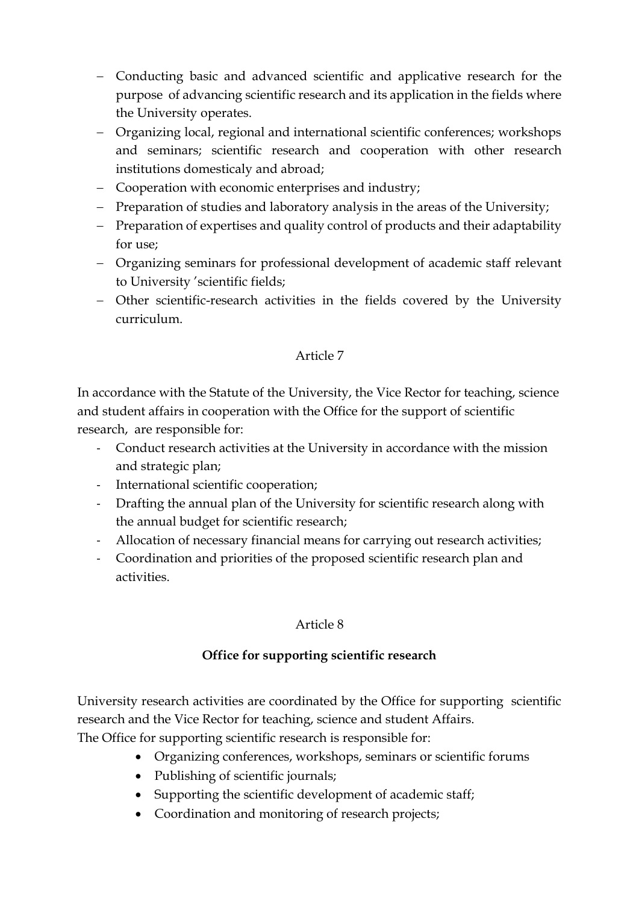- Conducting basic and advanced scientific and applicative research for the purpose of advancing scientific research and its application in the fields where the University operates.
- Organizing local, regional and international scientific conferences; workshops and seminars; scientific research and cooperation with other research institutions domesticaly and abroad;
- Cooperation with economic enterprises and industry;
- Preparation of studies and laboratory analysis in the areas of the University;
- Preparation of expertises and quality control of products and their adaptability for use;
- Organizing seminars for professional development of academic staff relevant to University 'scientific fields;
- Other scientific-research activities in the fields covered by the University curriculum.

Article 7

In accordance with the Statute of the University, the Vice Rector for teaching, science and student affairs in cooperation with the Office for the support of scientific research, are responsible for:

- Conduct research activities at the University in accordance with the mission and strategic plan;
- International scientific cooperation;
- Drafting the annual plan of the University for scientific research along with the annual budget for scientific research;
- Allocation of necessary financial means for carrying out research activities;
- Coordination and priorities of the proposed scientific research plan and activities.

Article 8

**Office for supporting scientific research**

University research activities are coordinated by the Office for supporting scientific research and the Vice Rector for teaching, science and student Affairs.
The Office for supporting scientific research is responsible for:

- Organizing conferences, workshops, seminars or scientific forums
- Publishing of scientific journals;
- Supporting the scientific development of academic staff;
- Coordination and monitoring of research projects;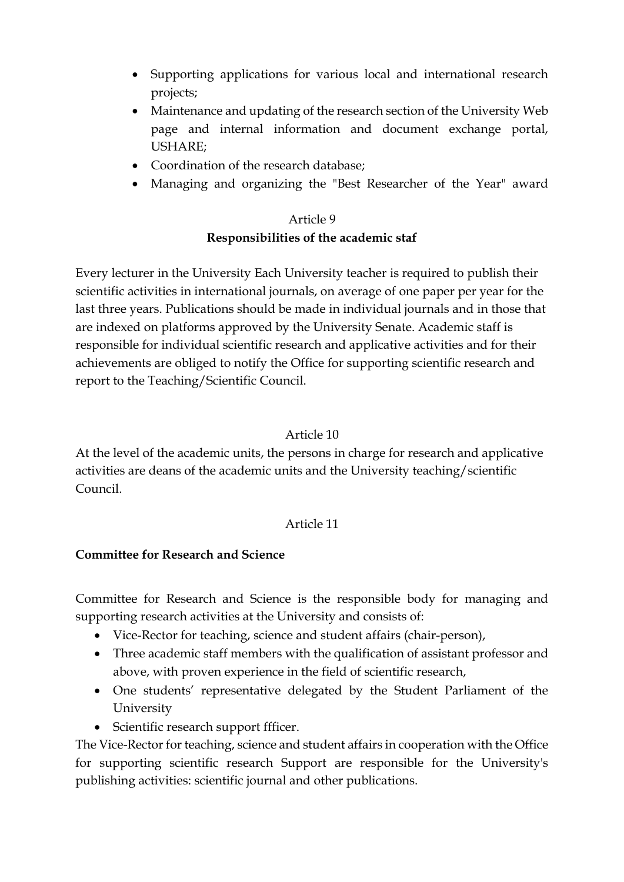- Supporting applications for various local and international research projects;
- Maintenance and updating of the research section of the University Web page and internal information and document exchange portal, USHARE;
- Coordination of the research database;
- Managing and organizing the "Best Researcher of the Year" award

Article 9

**Responsibilities of the academic staf**

Every lecturer in the University Each University teacher is required to publish their scientific activities in international journals, on average of one paper per year for the last three years. Publications should be made in individual journals and in those that are indexed on platforms approved by the University Senate. Academic staff is responsible for individual scientific research and applicative activities and for their achievements are obliged to notify the Office for supporting scientific research and report to the Teaching/Scientific Council.

Article 10

At the level of the academic units, the persons in charge for research and applicative activities are deans of the academic units and the University teaching/scientific Council.

Article 11

**Committee for Research and Science**

Committee for Research and Science is the responsible body for managing and supporting research activities at the University and consists of:

- Vice-Rector for teaching, science and student affairs (chair-person),
- Three academic staff members with the qualification of assistant professor and above, with proven experience in the field of scientific research,
- One students' representative delegated by the Student Parliament of the University
- Scientific research support ffficer.

The Vice-Rector for teaching, science and student affairs in cooperation with the Office for supporting scientific research Support are responsible for the University's publishing activities: scientific journal and other publications.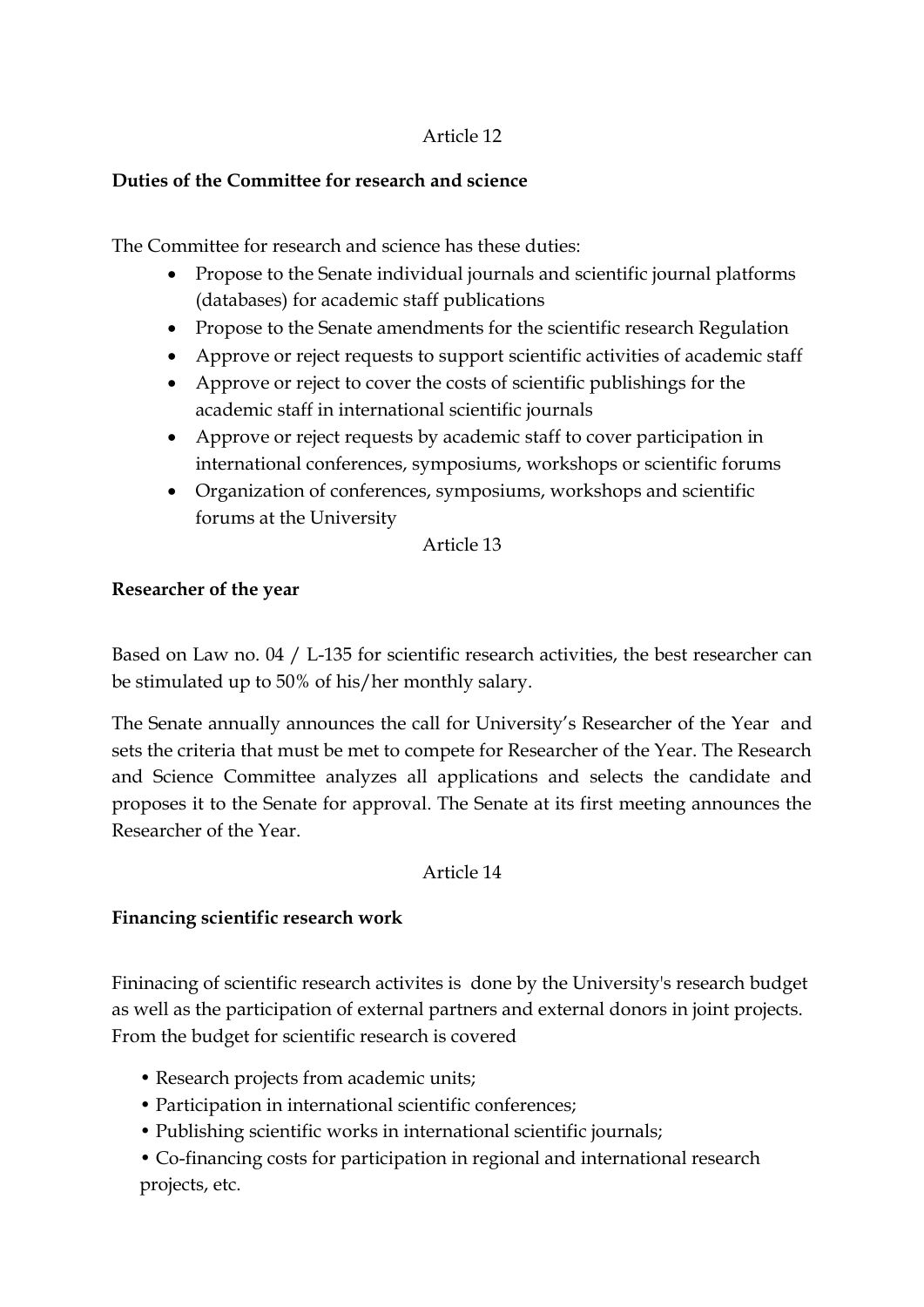Article 12

**Duties of the Committee for research and science**

The Committee for research and science has these duties:

- Propose to the Senate individual journals and scientific journal platforms (databases) for academic staff publications
- Propose to the Senate amendments for the scientific research Regulation
- Approve or reject requests to support scientific activities of academic staff
- Approve or reject to cover the costs of scientific publishings for the academic staff in international scientific journals
- Approve or reject requests by academic staff to cover participation in international conferences, symposiums, workshops or scientific forums
- Organization of conferences, symposiums, workshops and scientific forums at the University

Article 13

**Researcher of the year**

Based on Law no. 04 / L-135 for scientific research activities, the best researcher can be stimulated up to 50% of his/her monthly salary.

The Senate annually announces the call for University's Researcher of the Year and sets the criteria that must be met to compete for Researcher of the Year. The Research and Science Committee analyzes all applications and selects the candidate and proposes it to the Senate for approval. The Senate at its first meeting announces the Researcher of the Year.

Article 14

**Financing scientific research work**

Fininacing of scientific research activites is done by the University's research budget as well as the participation of external partners and external donors in joint projects. From the budget for scientific research is covered

- Research projects from academic units;
- Participation in international scientific conferences;
- Publishing scientific works in international scientific journals;
- Co-financing costs for participation in regional and international research projects, etc.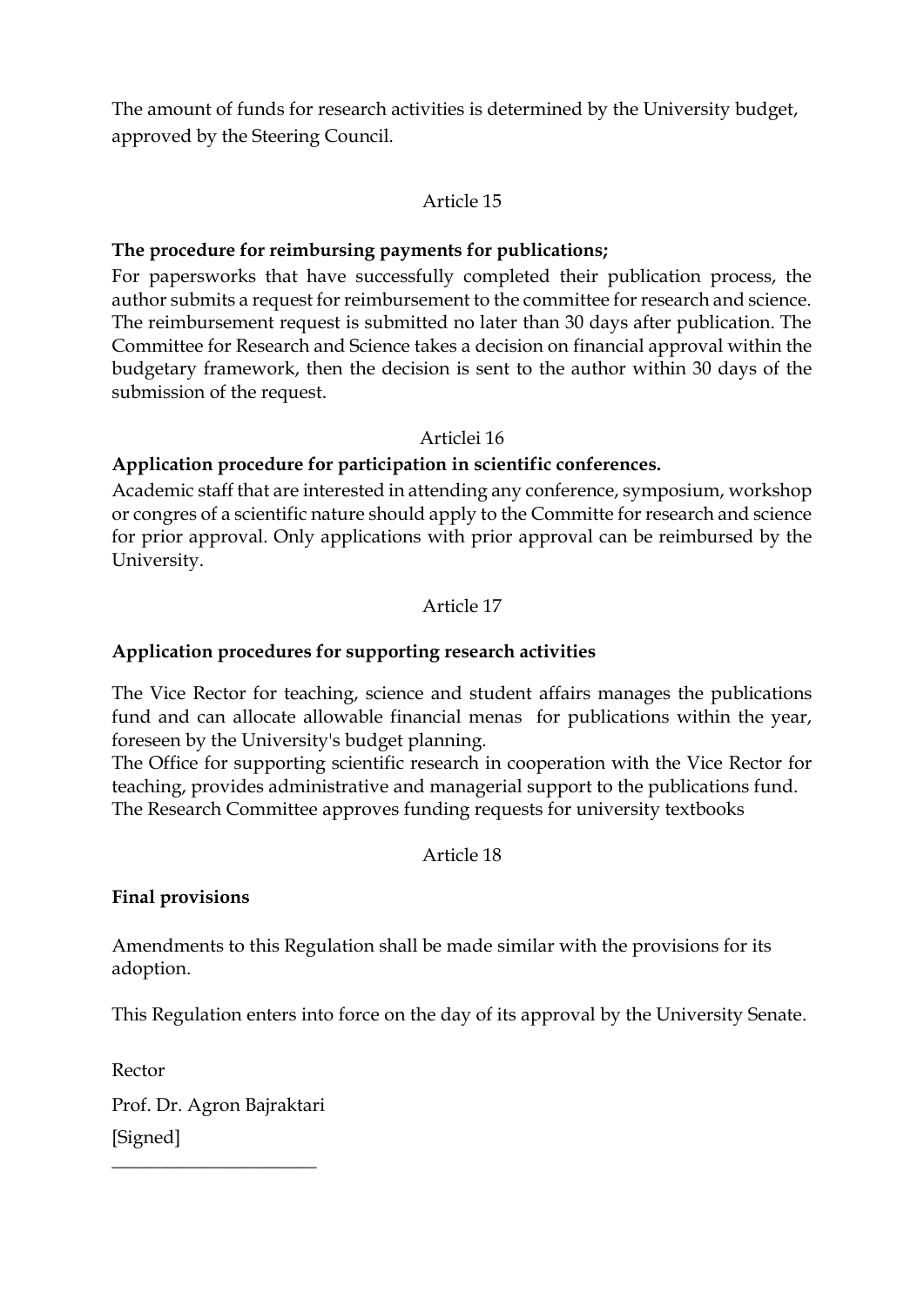The amount of funds for research activities is determined by the University budget, approved by the Steering Council.

Article 15

**The procedure for reimbursing payments for publications;**

For papersworks that have successfully completed their publication process, the author submits a request for reimbursement to the committee for research and science. The reimbursement request is submitted no later than 30 days after publication. The Committee for Research and Science takes a decision on financial approval within the budgetary framework, then the decision is sent to the author within 30 days of the submission of the request.

Articlei 16

**Application procedure for participation in scientific conferences.**

Academic staff that are interested in attending any conference, symposium, workshop or congres of a scientific nature should apply to the Committe for research and science for prior approval. Only applications with prior approval can be reimbursed by the University.

Article 17

**Application procedures for supporting research activities**

The Vice Rector for teaching, science and student affairs manages the publications fund and can allocate allowable financial menas for publications within the year, foreseen by the University's budget planning.

The Office for supporting scientific research in cooperation with the Vice Rector for teaching, provides administrative and managerial support to the publications fund.

The Research Committee approves funding requests for university textbooks

Article 18

**Final provisions**

Amendments to this Regulation shall be made similar with the provisions for its adoption.

This Regulation enters into force on the day of its approval by the University Senate.

Rector

Prof. Dr. Agron Bajraktari

[Signed]

______________________